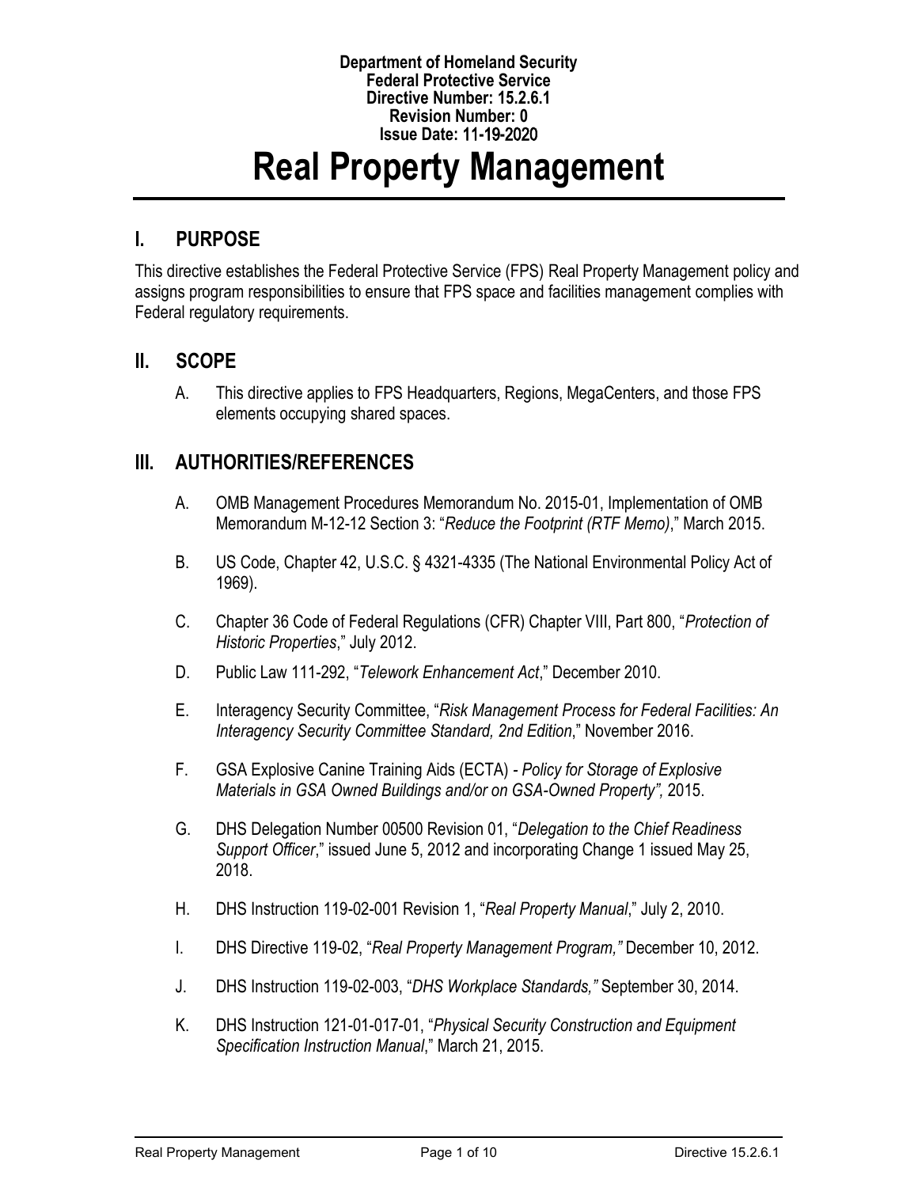**Department of Homeland Security**
**Federal Protective Service**
**Directive Number: 15.2.6.1**
**Revision Number: 0**
**Issue Date: 11-19-2020**

# Real Property Management

## I. PURPOSE

This directive establishes the Federal Protective Service (FPS) Real Property Management policy and assigns program responsibilities to ensure that FPS space and facilities management complies with Federal regulatory requirements.

## II. SCOPE

A. This directive applies to FPS Headquarters, Regions, MegaCenters, and those FPS elements occupying shared spaces.

## III. AUTHORITIES/REFERENCES

A. OMB Management Procedures Memorandum No. 2015-01, Implementation of OMB Memorandum M-12-12 Section 3: "*Reduce the Footprint (RTF Memo)*," March 2015.

B. US Code, Chapter 42, U.S.C. § 4321-4335 (The National Environmental Policy Act of 1969).

C. Chapter 36 Code of Federal Regulations (CFR) Chapter VIII, Part 800, "*Protection of Historic Properties*," July 2012.

D. Public Law 111-292, "*Telework Enhancement Act*," December 2010.

E. Interagency Security Committee, "*Risk Management Process for Federal Facilities: An Interagency Security Committee Standard, 2nd Edition*," November 2016.

F. GSA Explosive Canine Training Aids (ECTA) - *Policy for Storage of Explosive Materials in GSA Owned Buildings and/or on GSA-Owned Property",* 2015.

G. DHS Delegation Number 00500 Revision 01, "*Delegation to the Chief Readiness Support Officer*," issued June 5, 2012 and incorporating Change 1 issued May 25, 2018.

H. DHS Instruction 119-02-001 Revision 1, "*Real Property Manual*," July 2, 2010.

I. DHS Directive 119-02, "*Real Property Management Program,"* December 10, 2012.

J. DHS Instruction 119-02-003, "*DHS Workplace Standards,"* September 30, 2014.

K. DHS Instruction 121-01-017-01, "*Physical Security Construction and Equipment Specification Instruction Manual*," March 21, 2015.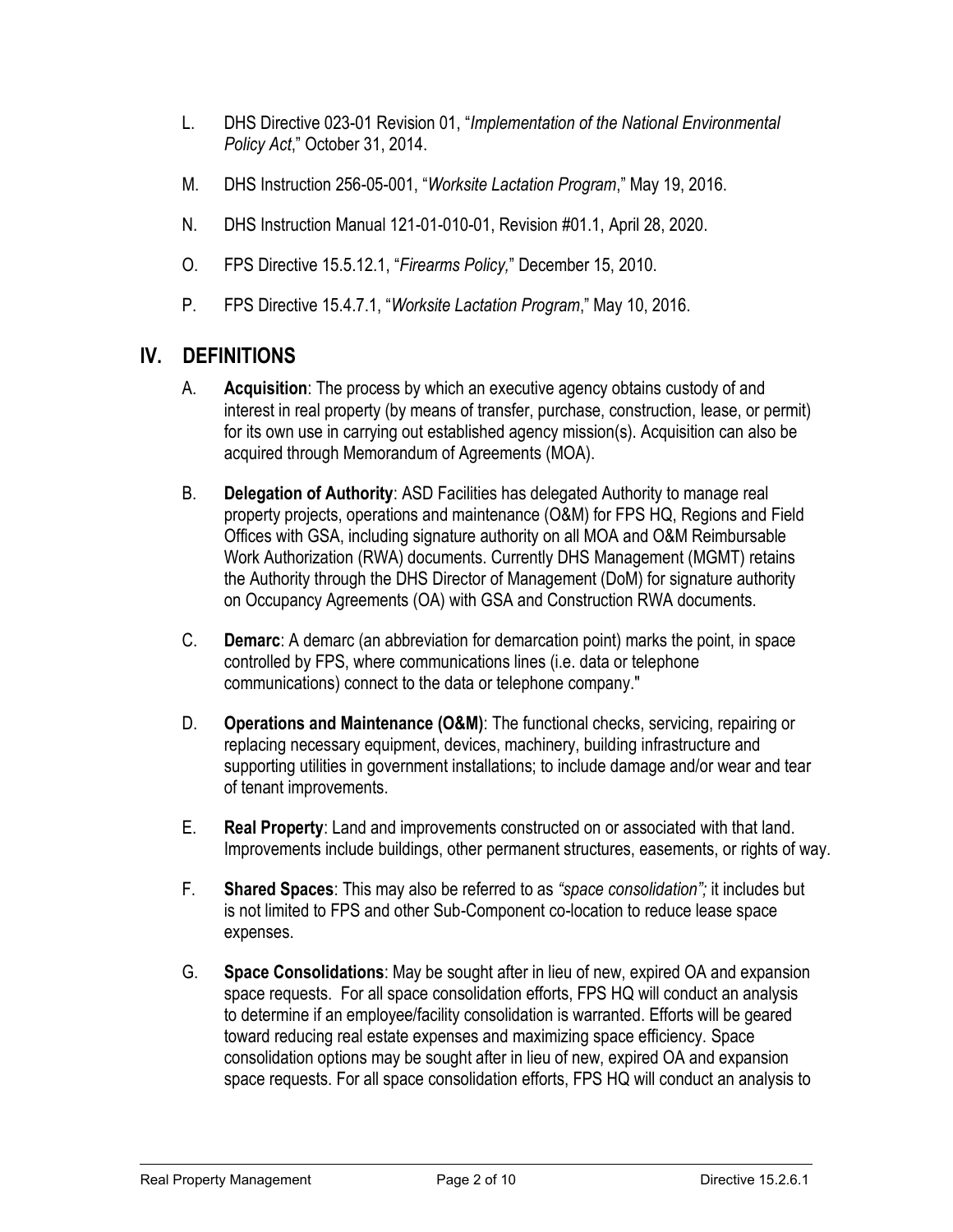L. DHS Directive 023-01 Revision 01, "*Implementation of the National Environmental Policy Act*," October 31, 2014.

M. DHS Instruction 256-05-001, "*Worksite Lactation Program*," May 19, 2016.

N. DHS Instruction Manual 121-01-010-01, Revision #01.1, April 28, 2020.

O. FPS Directive 15.5.12.1, "*Firearms Policy,*" December 15, 2010.

P. FPS Directive 15.4.7.1, "*Worksite Lactation Program*," May 10, 2016.

## IV. DEFINITIONS

A. **Acquisition**: The process by which an executive agency obtains custody of and interest in real property (by means of transfer, purchase, construction, lease, or permit) for its own use in carrying out established agency mission(s). Acquisition can also be acquired through Memorandum of Agreements (MOA).

B. **Delegation of Authority**: ASD Facilities has delegated Authority to manage real property projects, operations and maintenance (O&M) for FPS HQ, Regions and Field Offices with GSA, including signature authority on all MOA and O&M Reimbursable Work Authorization (RWA) documents. Currently DHS Management (MGMT) retains the Authority through the DHS Director of Management (DoM) for signature authority on Occupancy Agreements (OA) with GSA and Construction RWA documents.

C. **Demarc**: A demarc (an abbreviation for demarcation point) marks the point, in space controlled by FPS, where communications lines (i.e. data or telephone communications) connect to the data or telephone company."

D. **Operations and Maintenance (O&M)**: The functional checks, servicing, repairing or replacing necessary equipment, devices, machinery, building infrastructure and supporting utilities in government installations; to include damage and/or wear and tear of tenant improvements.

E. **Real Property**: Land and improvements constructed on or associated with that land. Improvements include buildings, other permanent structures, easements, or rights of way.

F. **Shared Spaces**: This may also be referred to as *"space consolidation";* it includes but is not limited to FPS and other Sub-Component co-location to reduce lease space expenses.

G. **Space Consolidations**: May be sought after in lieu of new, expired OA and expansion space requests. For all space consolidation efforts, FPS HQ will conduct an analysis to determine if an employee/facility consolidation is warranted. Efforts will be geared toward reducing real estate expenses and maximizing space efficiency. Space consolidation options may be sought after in lieu of new, expired OA and expansion space requests. For all space consolidation efforts, FPS HQ will conduct an analysis to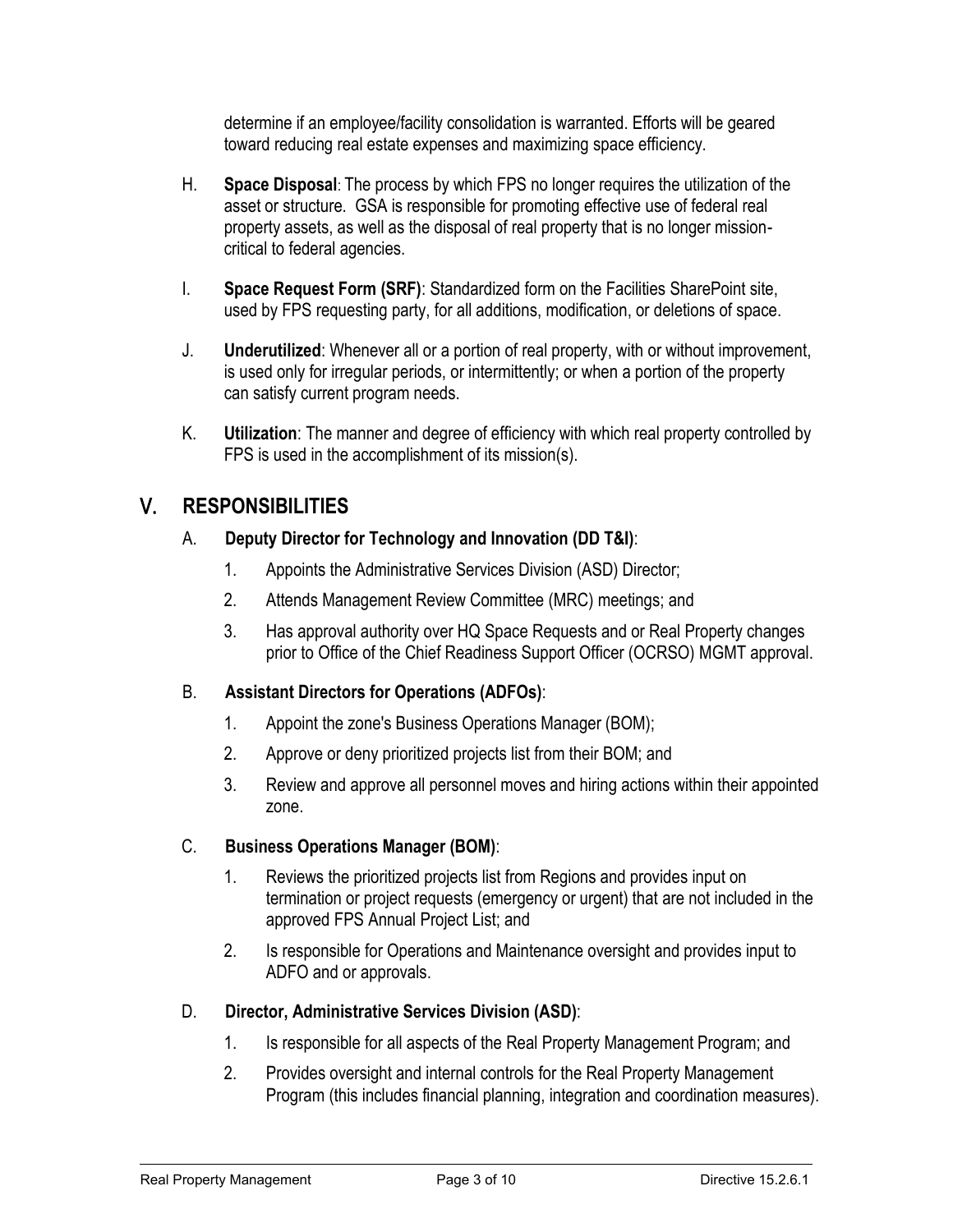determine if an employee/facility consolidation is warranted. Efforts will be geared toward reducing real estate expenses and maximizing space efficiency.

H. **Space Disposal**: The process by which FPS no longer requires the utilization of the asset or structure. GSA is responsible for promoting effective use of federal real property assets, as well as the disposal of real property that is no longer mission-critical to federal agencies.

I. **Space Request Form (SRF)**: Standardized form on the Facilities SharePoint site, used by FPS requesting party, for all additions, modification, or deletions of space.

J. **Underutilized**: Whenever all or a portion of real property, with or without improvement, is used only for irregular periods, or intermittently; or when a portion of the property can satisfy current program needs.

K. **Utilization**: The manner and degree of efficiency with which real property controlled by FPS is used in the accomplishment of its mission(s).

## V. RESPONSIBILITIES

### A. Deputy Director for Technology and Innovation (DD T&I):

1. Appoints the Administrative Services Division (ASD) Director;
2. Attends Management Review Committee (MRC) meetings; and
3. Has approval authority over HQ Space Requests and or Real Property changes prior to Office of the Chief Readiness Support Officer (OCRSO) MGMT approval.

### B. Assistant Directors for Operations (ADFOs):

1. Appoint the zone's Business Operations Manager (BOM);
2. Approve or deny prioritized projects list from their BOM; and
3. Review and approve all personnel moves and hiring actions within their appointed zone.

### C. Business Operations Manager (BOM):

1. Reviews the prioritized projects list from Regions and provides input on termination or project requests (emergency or urgent) that are not included in the approved FPS Annual Project List; and
2. Is responsible for Operations and Maintenance oversight and provides input to ADFO and or approvals.

### D. Director, Administrative Services Division (ASD):

1. Is responsible for all aspects of the Real Property Management Program; and
2. Provides oversight and internal controls for the Real Property Management Program (this includes financial planning, integration and coordination measures).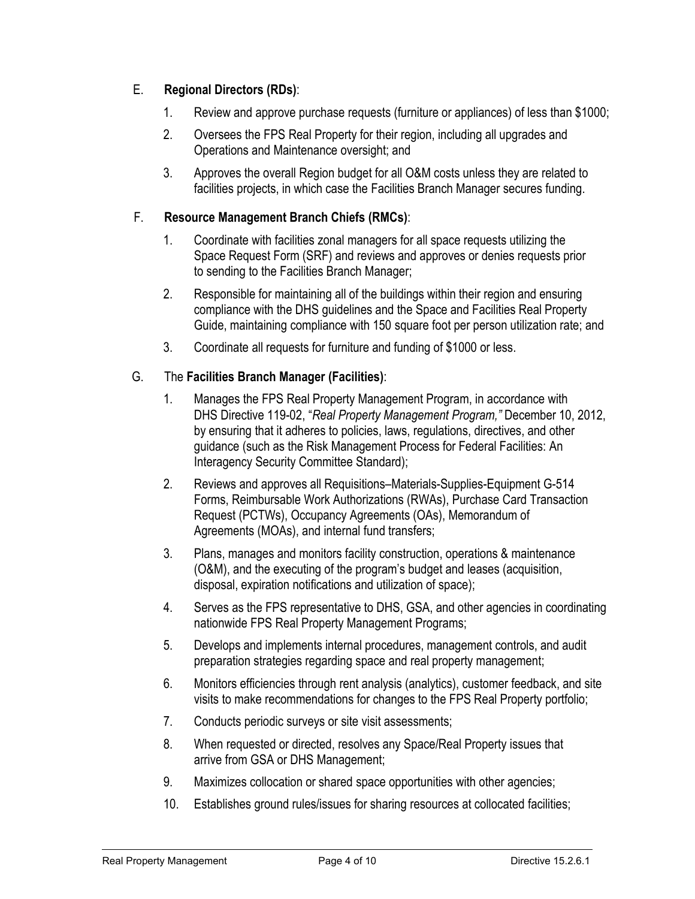E. **Regional Directors (RDs)**:

1. Review and approve purchase requests (furniture or appliances) of less than $1000;
2. Oversees the FPS Real Property for their region, including all upgrades and Operations and Maintenance oversight; and
3. Approves the overall Region budget for all O&M costs unless they are related to facilities projects, in which case the Facilities Branch Manager secures funding.

F. **Resource Management Branch Chiefs (RMCs)**:

1. Coordinate with facilities zonal managers for all space requests utilizing the Space Request Form (SRF) and reviews and approves or denies requests prior to sending to the Facilities Branch Manager;
2. Responsible for maintaining all of the buildings within their region and ensuring compliance with the DHS guidelines and the Space and Facilities Real Property Guide, maintaining compliance with 150 square foot per person utilization rate; and
3. Coordinate all requests for furniture and funding of $1000 or less.

G. The **Facilities Branch Manager (Facilities)**:

1. Manages the FPS Real Property Management Program, in accordance with DHS Directive 119-02, "*Real Property Management Program,"* December 10, 2012, by ensuring that it adheres to policies, laws, regulations, directives, and other guidance (such as the Risk Management Process for Federal Facilities: An Interagency Security Committee Standard);
2. Reviews and approves all Requisitions–Materials-Supplies-Equipment G-514 Forms, Reimbursable Work Authorizations (RWAs), Purchase Card Transaction Request (PCTWs), Occupancy Agreements (OAs), Memorandum of Agreements (MOAs), and internal fund transfers;
3. Plans, manages and monitors facility construction, operations & maintenance (O&M), and the executing of the program's budget and leases (acquisition, disposal, expiration notifications and utilization of space);
4. Serves as the FPS representative to DHS, GSA, and other agencies in coordinating nationwide FPS Real Property Management Programs;
5. Develops and implements internal procedures, management controls, and audit preparation strategies regarding space and real property management;
6. Monitors efficiencies through rent analysis (analytics), customer feedback, and site visits to make recommendations for changes to the FPS Real Property portfolio;
7. Conducts periodic surveys or site visit assessments;
8. When requested or directed, resolves any Space/Real Property issues that arrive from GSA or DHS Management;
9. Maximizes collocation or shared space opportunities with other agencies;
10. Establishes ground rules/issues for sharing resources at collocated facilities;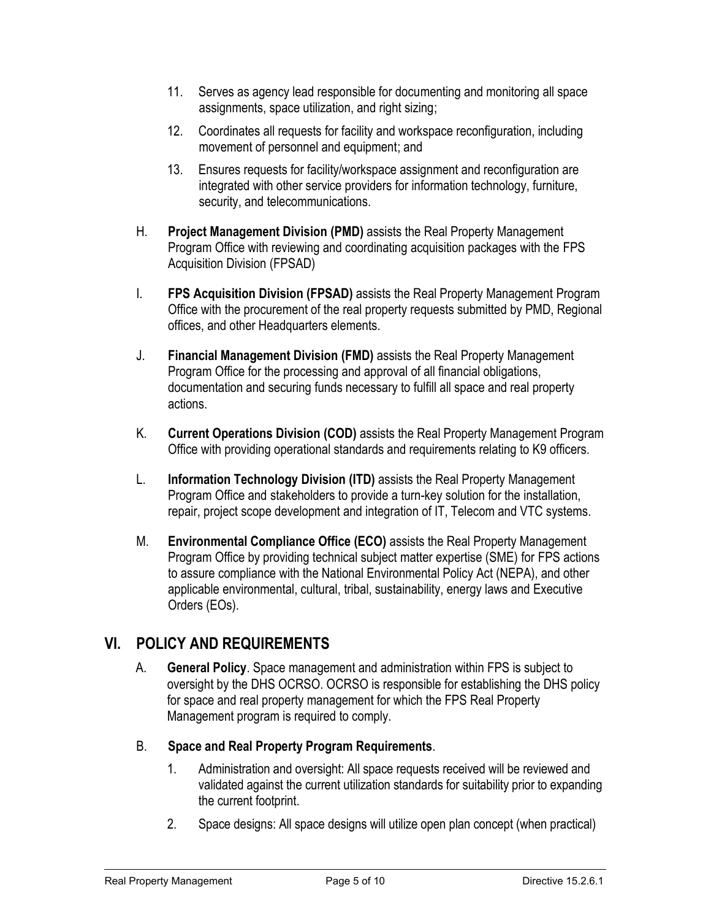11. Serves as agency lead responsible for documenting and monitoring all space assignments, space utilization, and right sizing;

12. Coordinates all requests for facility and workspace reconfiguration, including movement of personnel and equipment; and

13. Ensures requests for facility/workspace assignment and reconfiguration are integrated with other service providers for information technology, furniture, security, and telecommunications.

H. **Project Management Division (PMD)** assists the Real Property Management Program Office with reviewing and coordinating acquisition packages with the FPS Acquisition Division (FPSAD)

I. **FPS Acquisition Division (FPSAD)** assists the Real Property Management Program Office with the procurement of the real property requests submitted by PMD, Regional offices, and other Headquarters elements.

J. **Financial Management Division (FMD)** assists the Real Property Management Program Office for the processing and approval of all financial obligations, documentation and securing funds necessary to fulfill all space and real property actions.

K. **Current Operations Division (COD)** assists the Real Property Management Program Office with providing operational standards and requirements relating to K9 officers.

L. **Information Technology Division (ITD)** assists the Real Property Management Program Office and stakeholders to provide a turn-key solution for the installation, repair, project scope development and integration of IT, Telecom and VTC systems.

M. **Environmental Compliance Office (ECO)** assists the Real Property Management Program Office by providing technical subject matter expertise (SME) for FPS actions to assure compliance with the National Environmental Policy Act (NEPA), and other applicable environmental, cultural, tribal, sustainability, energy laws and Executive Orders (EOs).

## VI. POLICY AND REQUIREMENTS

A. **General Policy**. Space management and administration within FPS is subject to oversight by the DHS OCRSO. OCRSO is responsible for establishing the DHS policy for space and real property management for which the FPS Real Property Management program is required to comply.

B. **Space and Real Property Program Requirements**.

1. Administration and oversight: All space requests received will be reviewed and validated against the current utilization standards for suitability prior to expanding the current footprint.

2. Space designs: All space designs will utilize open plan concept (when practical)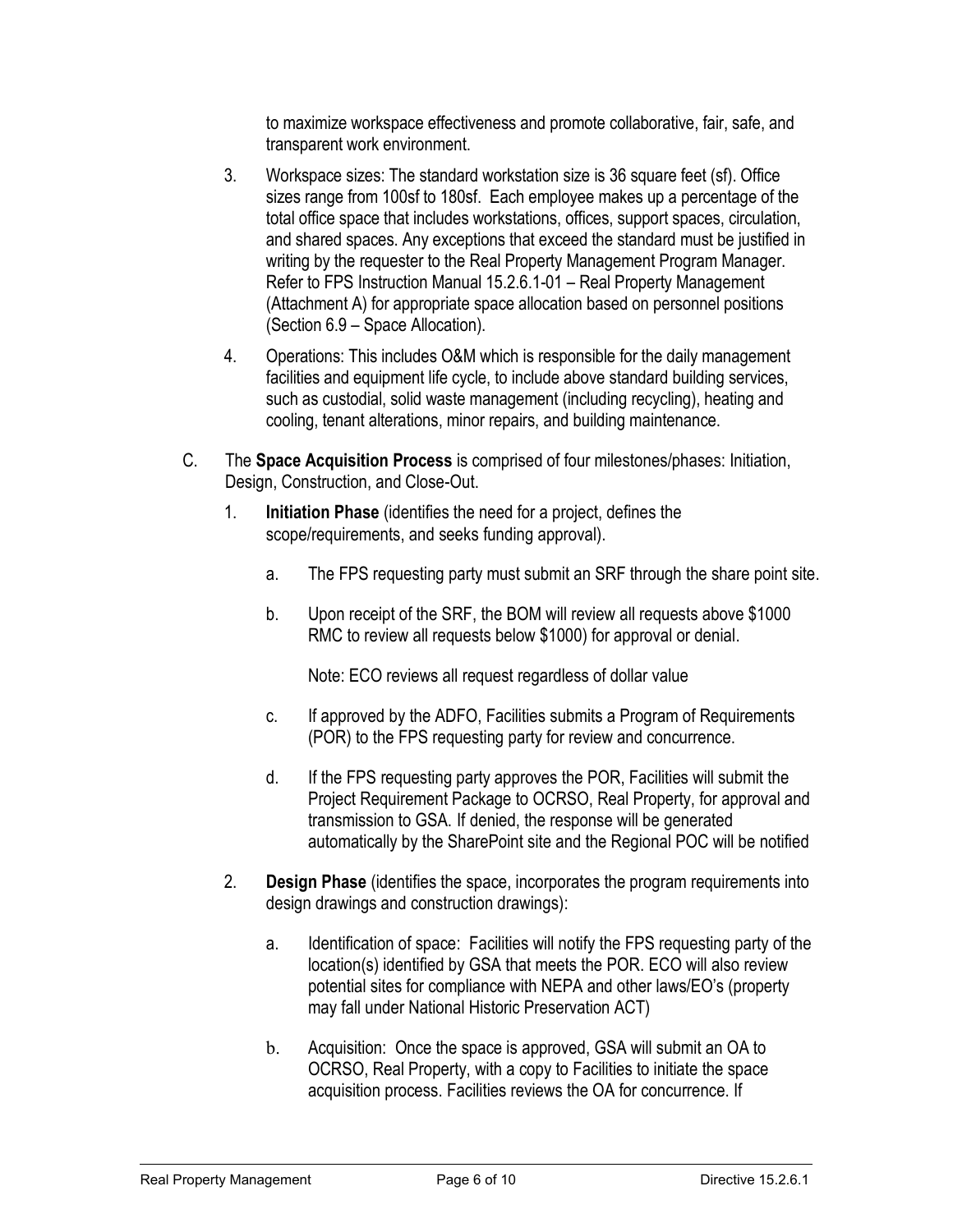to maximize workspace effectiveness and promote collaborative, fair, safe, and transparent work environment.

3. Workspace sizes: The standard workstation size is 36 square feet (sf). Office sizes range from 100sf to 180sf. Each employee makes up a percentage of the total office space that includes workstations, offices, support spaces, circulation, and shared spaces. Any exceptions that exceed the standard must be justified in writing by the requester to the Real Property Management Program Manager. Refer to FPS Instruction Manual 15.2.6.1-01 – Real Property Management (Attachment A) for appropriate space allocation based on personnel positions (Section 6.9 – Space Allocation).

4. Operations: This includes O&M which is responsible for the daily management facilities and equipment life cycle, to include above standard building services, such as custodial, solid waste management (including recycling), heating and cooling, tenant alterations, minor repairs, and building maintenance.

C. The **Space Acquisition Process** is comprised of four milestones/phases: Initiation, Design, Construction, and Close-Out.

1. **Initiation Phase** (identifies the need for a project, defines the scope/requirements, and seeks funding approval).

   a. The FPS requesting party must submit an SRF through the share point site.

   b. Upon receipt of the SRF, the BOM will review all requests above $1000 RMC to review all requests below $1000) for approval or denial.

      Note: ECO reviews all request regardless of dollar value

   c. If approved by the ADFO, Facilities submits a Program of Requirements (POR) to the FPS requesting party for review and concurrence.

   d. If the FPS requesting party approves the POR, Facilities will submit the Project Requirement Package to OCRSO, Real Property, for approval and transmission to GSA. If denied, the response will be generated automatically by the SharePoint site and the Regional POC will be notified

2. **Design Phase** (identifies the space, incorporates the program requirements into design drawings and construction drawings):

   a. Identification of space: Facilities will notify the FPS requesting party of the location(s) identified by GSA that meets the POR. ECO will also review potential sites for compliance with NEPA and other laws/EO's (property may fall under National Historic Preservation ACT)

   b. Acquisition: Once the space is approved, GSA will submit an OA to OCRSO, Real Property, with a copy to Facilities to initiate the space acquisition process. Facilities reviews the OA for concurrence. If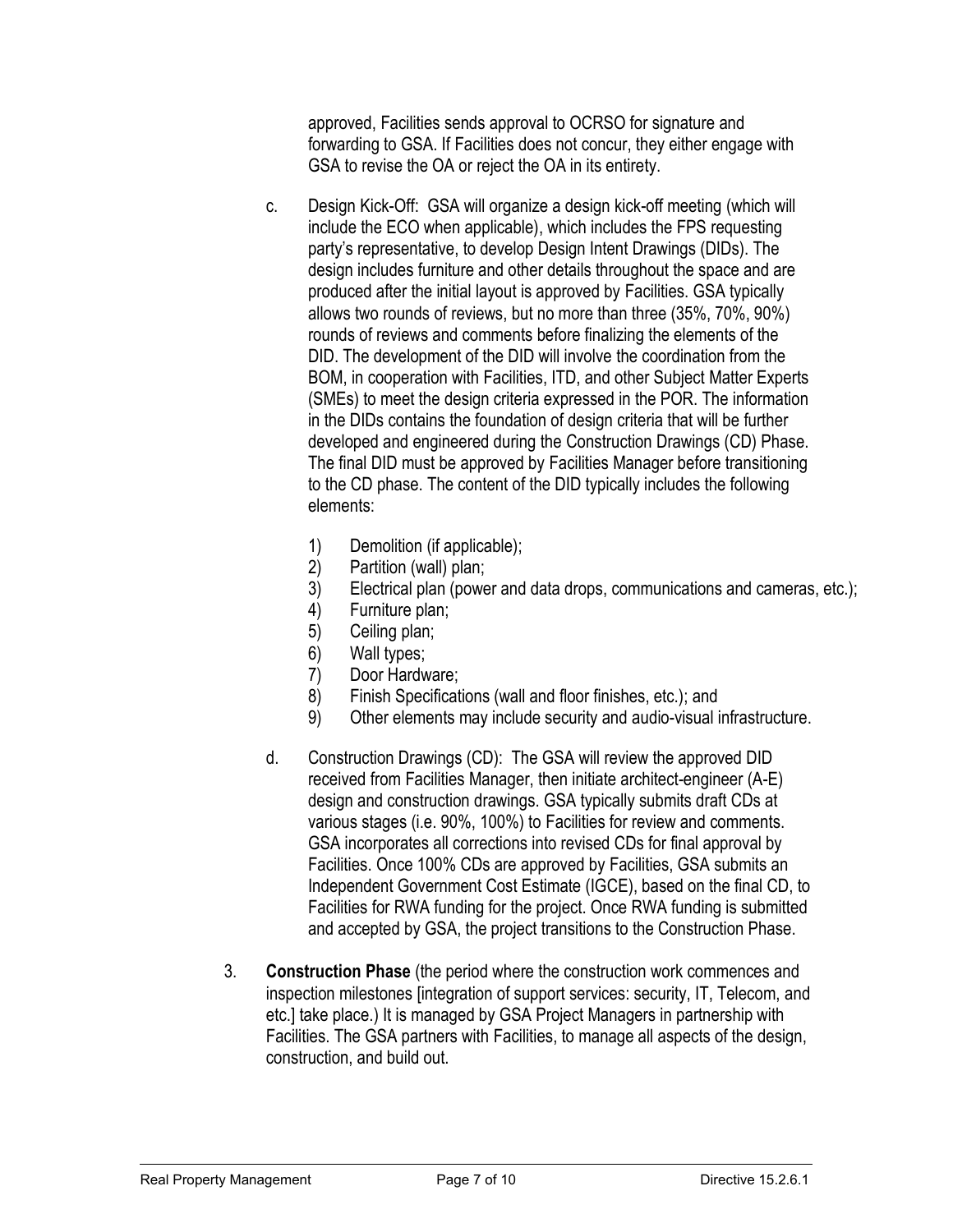approved, Facilities sends approval to OCRSO for signature and forwarding to GSA. If Facilities does not concur, they either engage with GSA to revise the OA or reject the OA in its entirety.

c. Design Kick-Off: GSA will organize a design kick-off meeting (which will include the ECO when applicable), which includes the FPS requesting party's representative, to develop Design Intent Drawings (DIDs). The design includes furniture and other details throughout the space and are produced after the initial layout is approved by Facilities. GSA typically allows two rounds of reviews, but no more than three (35%, 70%, 90%) rounds of reviews and comments before finalizing the elements of the DID. The development of the DID will involve the coordination from the BOM, in cooperation with Facilities, ITD, and other Subject Matter Experts (SMEs) to meet the design criteria expressed in the POR. The information in the DIDs contains the foundation of design criteria that will be further developed and engineered during the Construction Drawings (CD) Phase. The final DID must be approved by Facilities Manager before transitioning to the CD phase. The content of the DID typically includes the following elements:

   1) Demolition (if applicable);
   2) Partition (wall) plan;
   3) Electrical plan (power and data drops, communications and cameras, etc.);
   4) Furniture plan;
   5) Ceiling plan;
   6) Wall types;
   7) Door Hardware;
   8) Finish Specifications (wall and floor finishes, etc.); and
   9) Other elements may include security and audio-visual infrastructure.

d. Construction Drawings (CD): The GSA will review the approved DID received from Facilities Manager, then initiate architect-engineer (A-E) design and construction drawings. GSA typically submits draft CDs at various stages (i.e. 90%, 100%) to Facilities for review and comments. GSA incorporates all corrections into revised CDs for final approval by Facilities. Once 100% CDs are approved by Facilities, GSA submits an Independent Government Cost Estimate (IGCE), based on the final CD, to Facilities for RWA funding for the project. Once RWA funding is submitted and accepted by GSA, the project transitions to the Construction Phase.

3. **Construction Phase** (the period where the construction work commences and inspection milestones [integration of support services: security, IT, Telecom, and etc.] take place.) It is managed by GSA Project Managers in partnership with Facilities. The GSA partners with Facilities, to manage all aspects of the design, construction, and build out.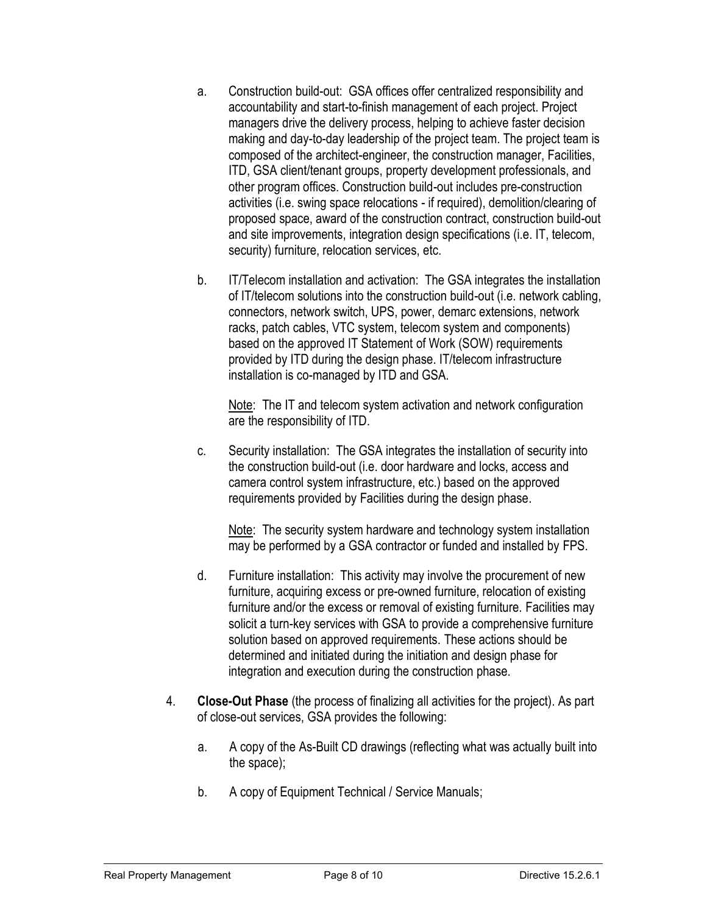a. Construction build-out: GSA offices offer centralized responsibility and accountability and start-to-finish management of each project. Project managers drive the delivery process, helping to achieve faster decision making and day-to-day leadership of the project team. The project team is composed of the architect-engineer, the construction manager, Facilities, ITD, GSA client/tenant groups, property development professionals, and other program offices. Construction build-out includes pre-construction activities (i.e. swing space relocations - if required), demolition/clearing of proposed space, award of the construction contract, construction build-out and site improvements, integration design specifications (i.e. IT, telecom, security) furniture, relocation services, etc.

b. IT/Telecom installation and activation: The GSA integrates the installation of IT/telecom solutions into the construction build-out (i.e. network cabling, connectors, network switch, UPS, power, demarc extensions, network racks, patch cables, VTC system, telecom system and components) based on the approved IT Statement of Work (SOW) requirements provided by ITD during the design phase. IT/telecom infrastructure installation is co-managed by ITD and GSA.

   Note: The IT and telecom system activation and network configuration are the responsibility of ITD.

c. Security installation: The GSA integrates the installation of security into the construction build-out (i.e. door hardware and locks, access and camera control system infrastructure, etc.) based on the approved requirements provided by Facilities during the design phase.

   Note: The security system hardware and technology system installation may be performed by a GSA contractor or funded and installed by FPS.

d. Furniture installation: This activity may involve the procurement of new furniture, acquiring excess or pre-owned furniture, relocation of existing furniture and/or the excess or removal of existing furniture. Facilities may solicit a turn-key services with GSA to provide a comprehensive furniture solution based on approved requirements. These actions should be determined and initiated during the initiation and design phase for integration and execution during the construction phase.

4. **Close-Out Phase** (the process of finalizing all activities for the project). As part of close-out services, GSA provides the following:

   a. A copy of the As-Built CD drawings (reflecting what was actually built into the space);

   b. A copy of Equipment Technical / Service Manuals;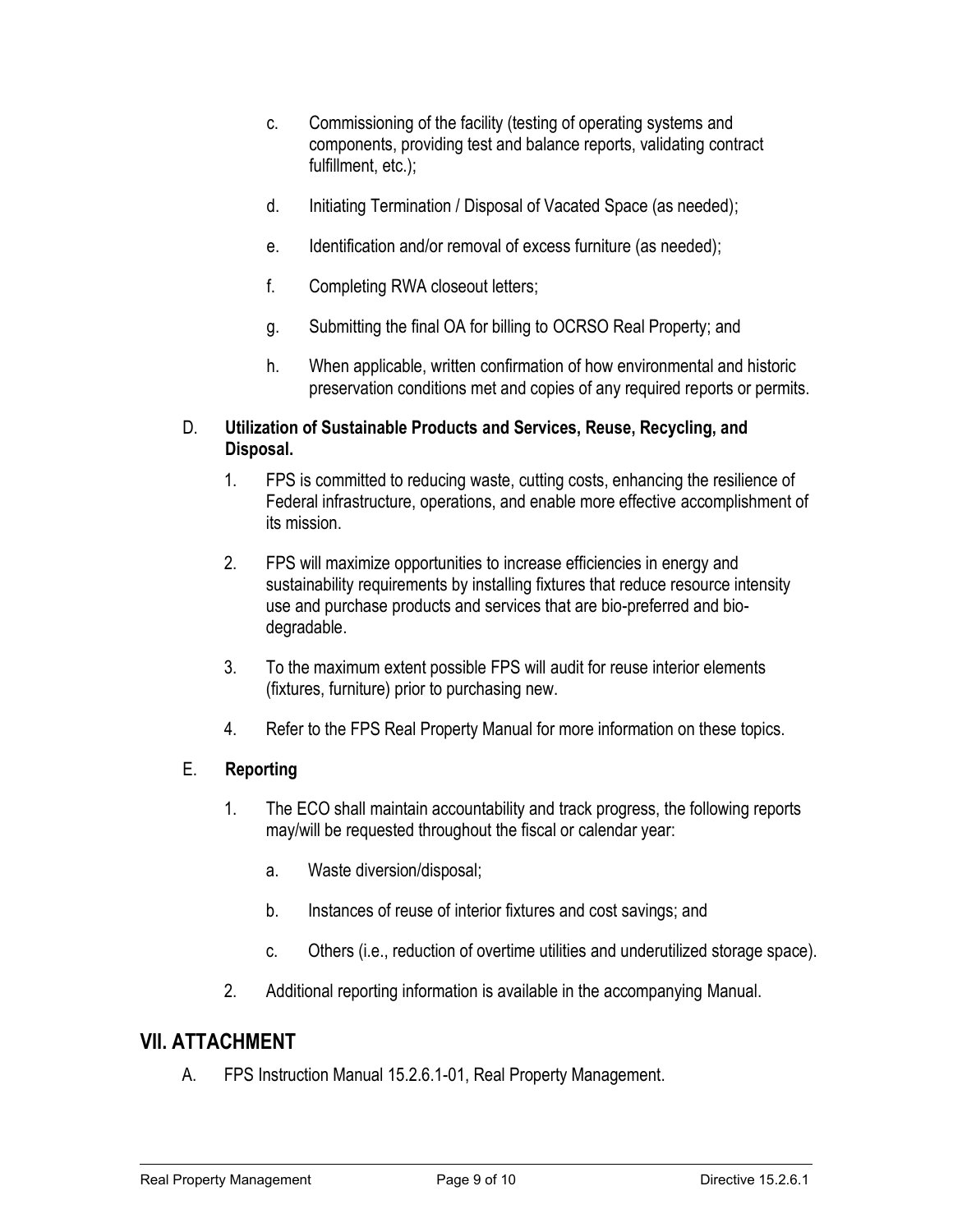c. Commissioning of the facility (testing of operating systems and components, providing test and balance reports, validating contract fulfillment, etc.);

d. Initiating Termination / Disposal of Vacated Space (as needed);

e. Identification and/or removal of excess furniture (as needed);

f. Completing RWA closeout letters;

g. Submitting the final OA for billing to OCRSO Real Property; and

h. When applicable, written confirmation of how environmental and historic preservation conditions met and copies of any required reports or permits.

D. **Utilization of Sustainable Products and Services, Reuse, Recycling, and Disposal.**

1. FPS is committed to reducing waste, cutting costs, enhancing the resilience of Federal infrastructure, operations, and enable more effective accomplishment of its mission.

2. FPS will maximize opportunities to increase efficiencies in energy and sustainability requirements by installing fixtures that reduce resource intensity use and purchase products and services that are bio-preferred and bio-degradable.

3. To the maximum extent possible FPS will audit for reuse interior elements (fixtures, furniture) prior to purchasing new.

4. Refer to the FPS Real Property Manual for more information on these topics.

E. **Reporting**

1. The ECO shall maintain accountability and track progress, the following reports may/will be requested throughout the fiscal or calendar year:

   a. Waste diversion/disposal;

   b. Instances of reuse of interior fixtures and cost savings; and

   c. Others (i.e., reduction of overtime utilities and underutilized storage space).

2. Additional reporting information is available in the accompanying Manual.

## VII. ATTACHMENT

A. FPS Instruction Manual 15.2.6.1-01, Real Property Management.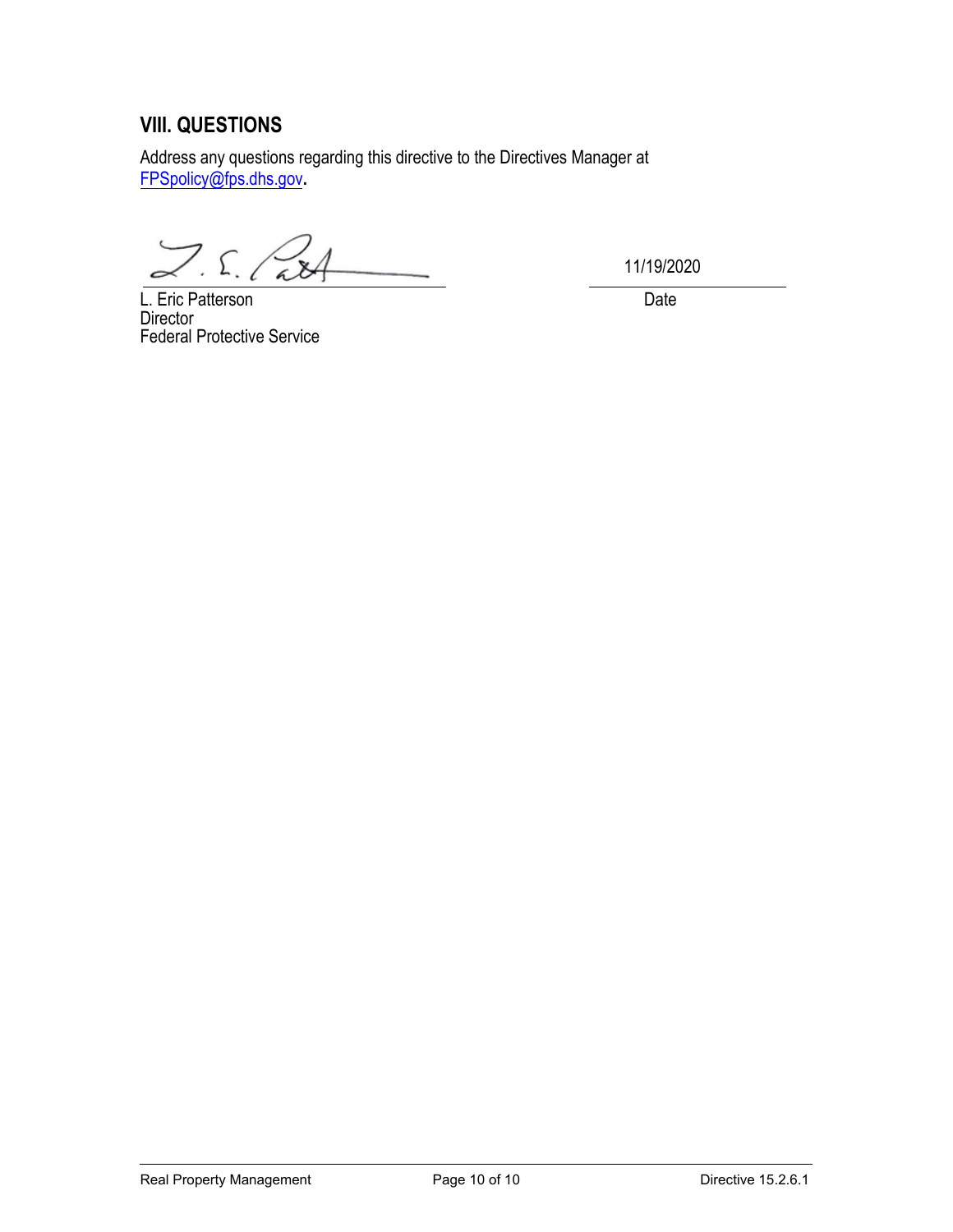## VIII. QUESTIONS

Address any questions regarding this directive to the Directives Manager at FPSpolicy@fps.dhs.gov.

L. Eric Patterson
Director
Federal Protective Service

11/19/2020
Date